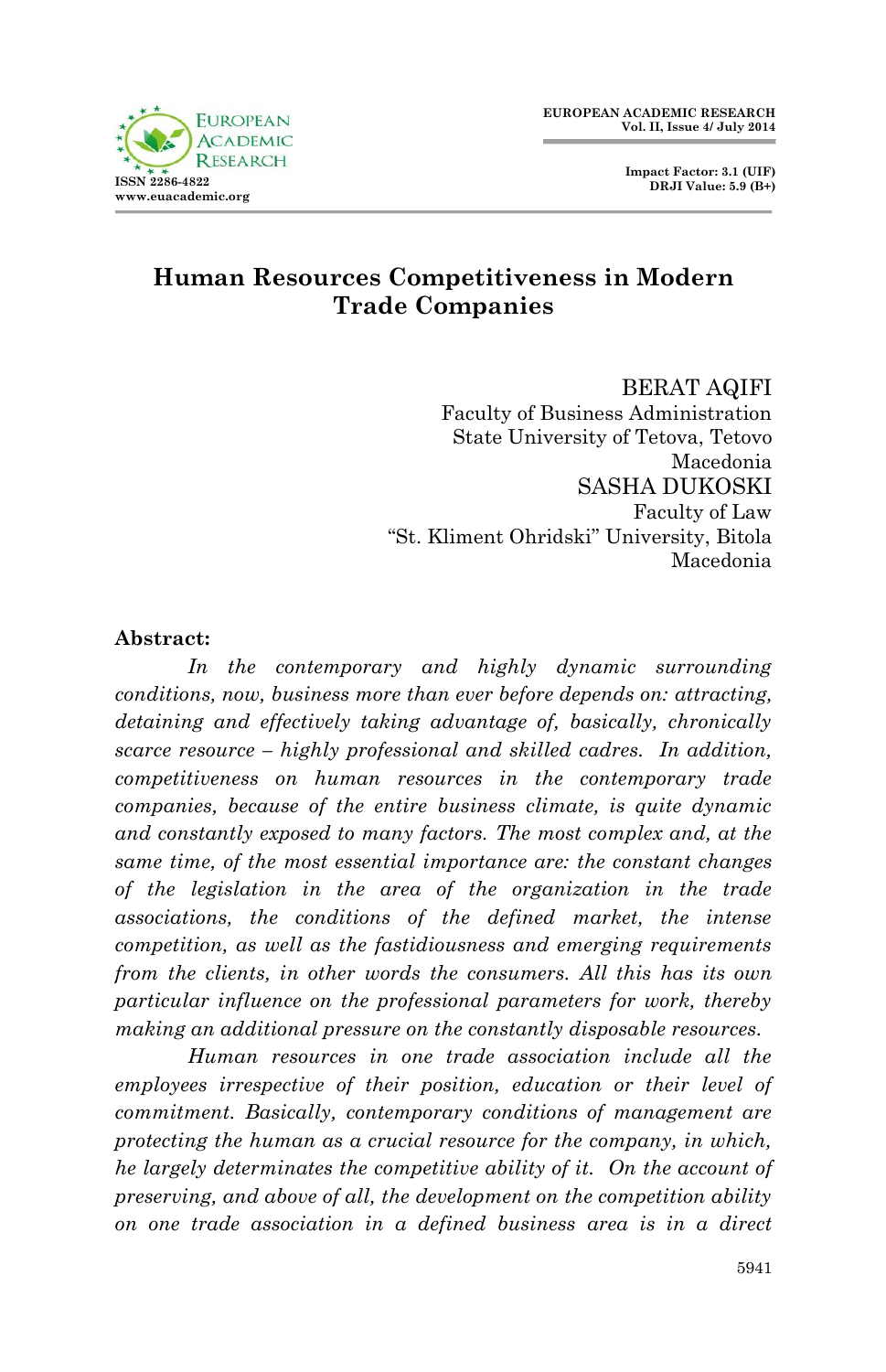# Human Resources Competitiveness in Modern Trade Companies

BERAT AQIFI
Faculty of Business Administration
State University of Tetova, Tetovo
Macedonia

SASHA DUKOSKI
Faculty of Law
"St. Kliment Ohridski" University, Bitola
Macedonia

**Abstract:**

*In the contemporary and highly dynamic surrounding conditions, now, business more than ever before depends on: attracting, detaining and effectively taking advantage of, basically, chronically scarce resource – highly professional and skilled cadres. In addition, competitiveness on human resources in the contemporary trade companies, because of the entire business climate, is quite dynamic and constantly exposed to many factors. The most complex and, at the same time, of the most essential importance are: the constant changes of the legislation in the area of the organization in the trade associations, the conditions of the defined market, the intense competition, as well as the fastidiousness and emerging requirements from the clients, in other words the consumers. All this has its own particular influence on the professional parameters for work, thereby making an additional pressure on the constantly disposable resources.*

*Human resources in one trade association include all the employees irrespective of their position, education or their level of commitment. Basically, contemporary conditions of management are protecting the human as a crucial resource for the company, in which, he largely determinates the competitive ability of it. On the account of preserving, and above of all, the development on the competition ability on one trade association in a defined business area is in a direct*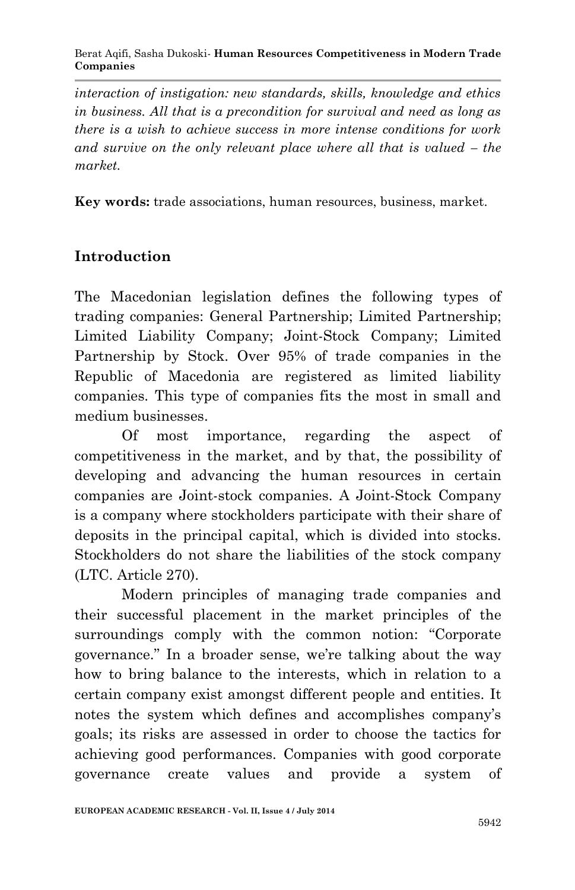*interaction of instigation: new standards, skills, knowledge and ethics in business. All that is a precondition for survival and need as long as there is a wish to achieve success in more intense conditions for work and survive on the only relevant place where all that is valued – the market.*

**Key words:** trade associations, human resources, business, market.

## Introduction

The Macedonian legislation defines the following types of trading companies: General Partnership; Limited Partnership; Limited Liability Company; Joint-Stock Company; Limited Partnership by Stock. Over 95% of trade companies in the Republic of Macedonia are registered as limited liability companies. This type of companies fits the most in small and medium businesses.

Of most importance, regarding the aspect of competitiveness in the market, and by that, the possibility of developing and advancing the human resources in certain companies are Joint-stock companies. A Joint-Stock Company is a company where stockholders participate with their share of deposits in the principal capital, which is divided into stocks. Stockholders do not share the liabilities of the stock company (LTC. Article 270).

Modern principles of managing trade companies and their successful placement in the market principles of the surroundings comply with the common notion: "Corporate governance." In a broader sense, we're talking about the way how to bring balance to the interests, which in relation to a certain company exist amongst different people and entities. It notes the system which defines and accomplishes company's goals; its risks are assessed in order to choose the tactics for achieving good performances. Companies with good corporate governance create values and provide a system of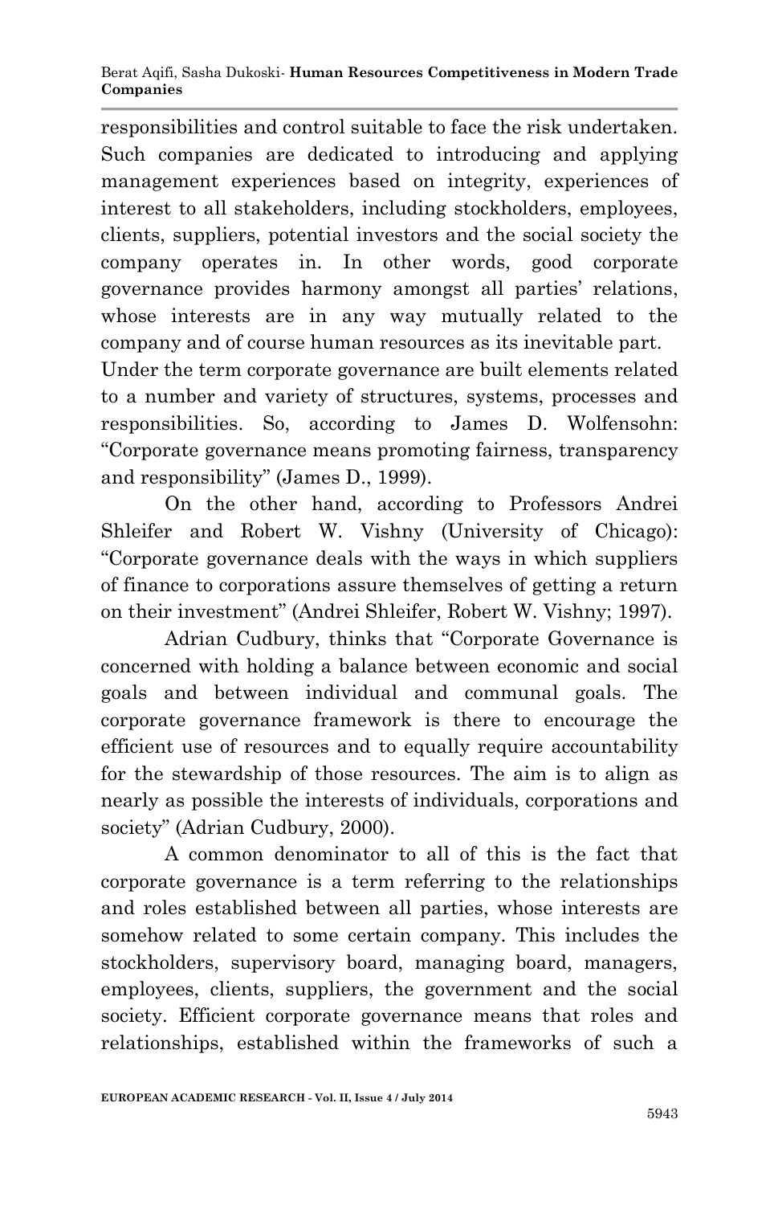responsibilities and control suitable to face the risk undertaken. Such companies are dedicated to introducing and applying management experiences based on integrity, experiences of interest to all stakeholders, including stockholders, employees, clients, suppliers, potential investors and the social society the company operates in. In other words, good corporate governance provides harmony amongst all parties' relations, whose interests are in any way mutually related to the company and of course human resources as its inevitable part.

Under the term corporate governance are built elements related to a number and variety of structures, systems, processes and responsibilities. So, according to James D. Wolfensohn: "Corporate governance means promoting fairness, transparency and responsibility" (James D., 1999).

On the other hand, according to Professors Andrei Shleifer and Robert W. Vishny (University of Chicago): "Corporate governance deals with the ways in which suppliers of finance to corporations assure themselves of getting a return on their investment" (Andrei Shleifer, Robert W. Vishny; 1997).

Adrian Cudbury, thinks that "Corporate Governance is concerned with holding a balance between economic and social goals and between individual and communal goals. The corporate governance framework is there to encourage the efficient use of resources and to equally require accountability for the stewardship of those resources. The aim is to align as nearly as possible the interests of individuals, corporations and society" (Adrian Cudbury, 2000).

A common denominator to all of this is the fact that corporate governance is a term referring to the relationships and roles established between all parties, whose interests are somehow related to some certain company. This includes the stockholders, supervisory board, managing board, managers, employees, clients, suppliers, the government and the social society. Efficient corporate governance means that roles and relationships, established within the frameworks of such a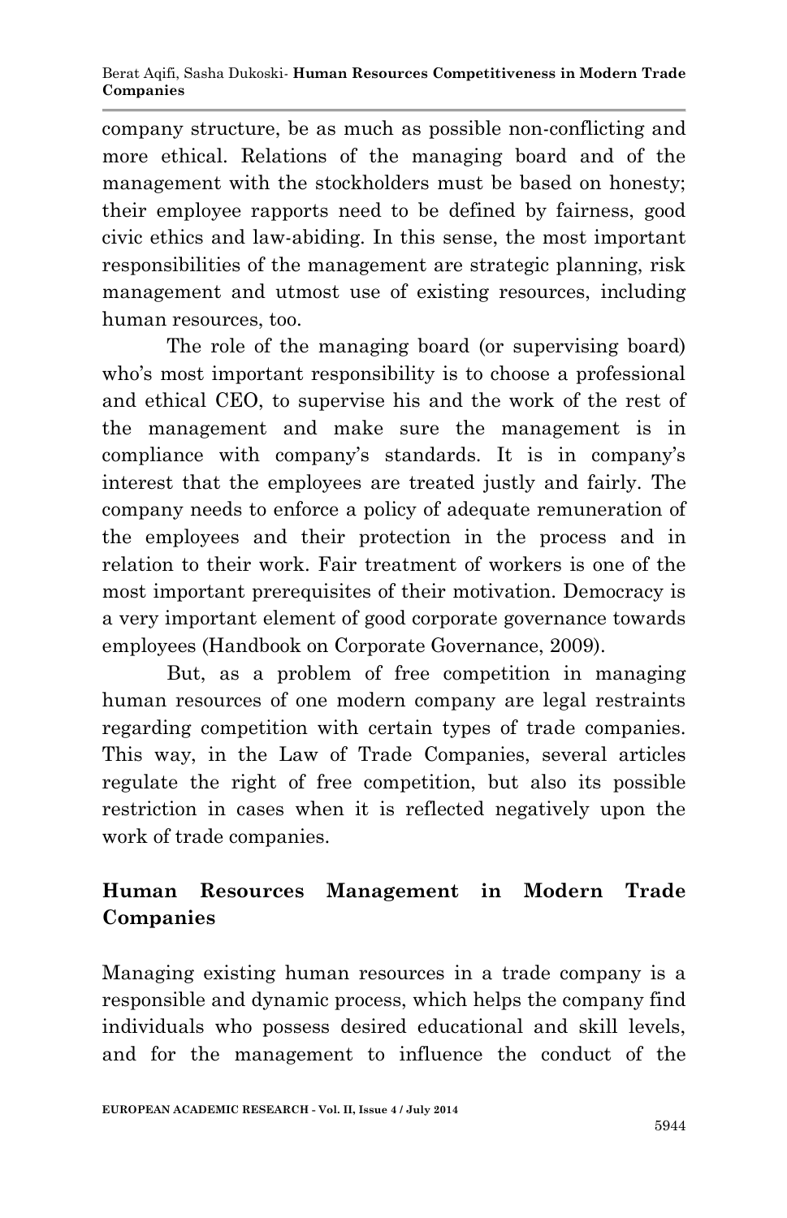company structure, be as much as possible non-conflicting and more ethical. Relations of the managing board and of the management with the stockholders must be based on honesty; their employee rapports need to be defined by fairness, good civic ethics and law-abiding. In this sense, the most important responsibilities of the management are strategic planning, risk management and utmost use of existing resources, including human resources, too.

The role of the managing board (or supervising board) who's most important responsibility is to choose a professional and ethical CEO, to supervise his and the work of the rest of the management and make sure the management is in compliance with company's standards. It is in company's interest that the employees are treated justly and fairly. The company needs to enforce a policy of adequate remuneration of the employees and their protection in the process and in relation to their work. Fair treatment of workers is one of the most important prerequisites of their motivation. Democracy is a very important element of good corporate governance towards employees (Handbook on Corporate Governance, 2009).

But, as a problem of free competition in managing human resources of one modern company are legal restraints regarding competition with certain types of trade companies. This way, in the Law of Trade Companies, several articles regulate the right of free competition, but also its possible restriction in cases when it is reflected negatively upon the work of trade companies.

## Human Resources Management in Modern Trade Companies

Managing existing human resources in a trade company is a responsible and dynamic process, which helps the company find individuals who possess desired educational and skill levels, and for the management to influence the conduct of the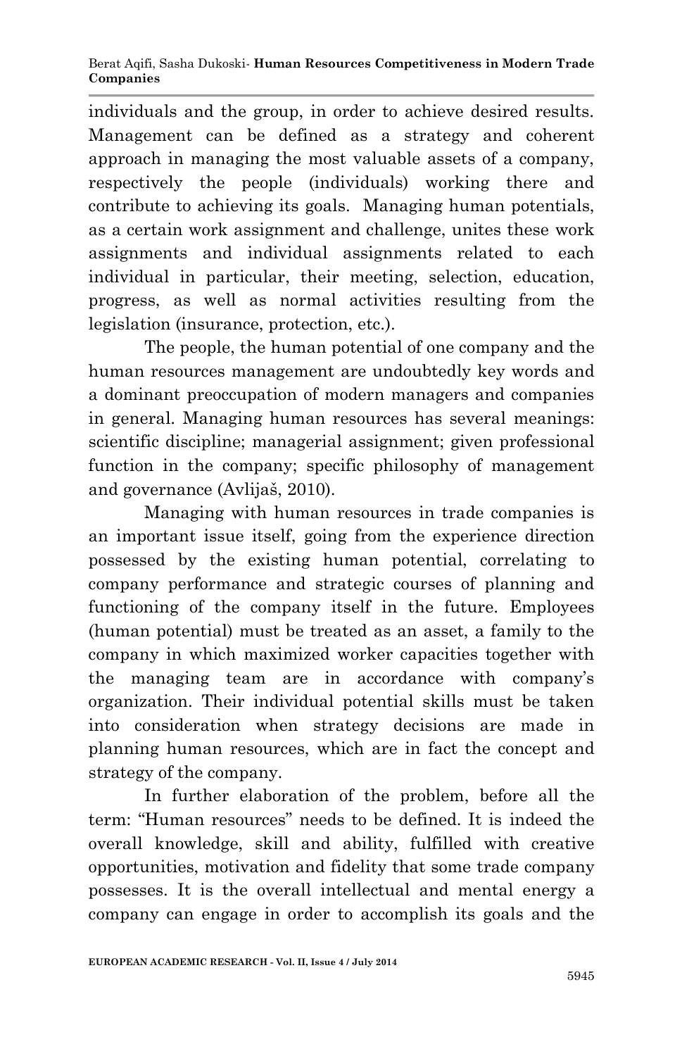individuals and the group, in order to achieve desired results. Management can be defined as a strategy and coherent approach in managing the most valuable assets of a company, respectively the people (individuals) working there and contribute to achieving its goals. Managing human potentials, as a certain work assignment and challenge, unites these work assignments and individual assignments related to each individual in particular, their meeting, selection, education, progress, as well as normal activities resulting from the legislation (insurance, protection, etc.).

The people, the human potential of one company and the human resources management are undoubtedly key words and a dominant preoccupation of modern managers and companies in general. Managing human resources has several meanings: scientific discipline; managerial assignment; given professional function in the company; specific philosophy of management and governance (Avlijaš, 2010).

Managing with human resources in trade companies is an important issue itself, going from the experience direction possessed by the existing human potential, correlating to company performance and strategic courses of planning and functioning of the company itself in the future. Employees (human potential) must be treated as an asset, a family to the company in which maximized worker capacities together with the managing team are in accordance with company's organization. Their individual potential skills must be taken into consideration when strategy decisions are made in planning human resources, which are in fact the concept and strategy of the company.

In further elaboration of the problem, before all the term: "Human resources" needs to be defined. It is indeed the overall knowledge, skill and ability, fulfilled with creative opportunities, motivation and fidelity that some trade company possesses. It is the overall intellectual and mental energy a company can engage in order to accomplish its goals and the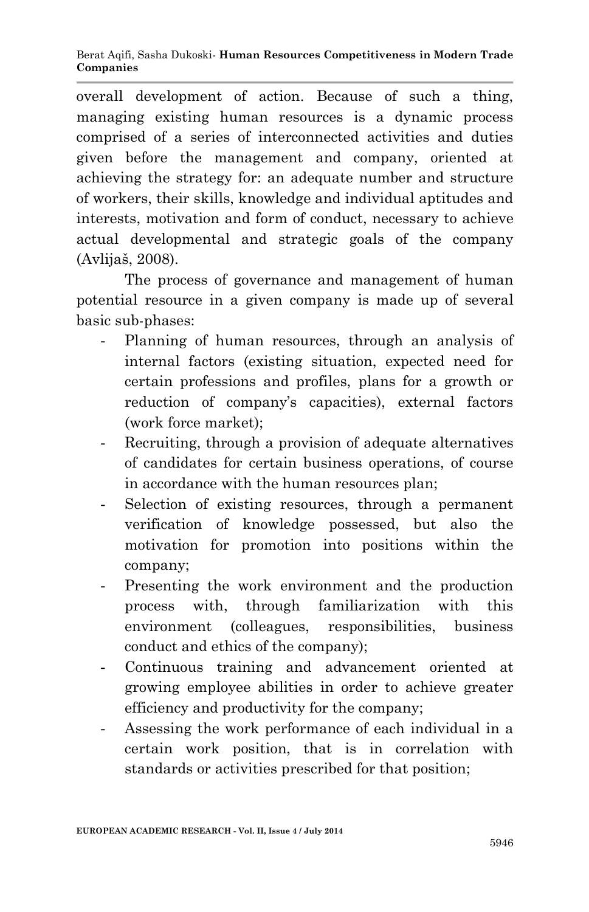overall development of action. Because of such a thing, managing existing human resources is a dynamic process comprised of a series of interconnected activities and duties given before the management and company, oriented at achieving the strategy for: an adequate number and structure of workers, their skills, knowledge and individual aptitudes and interests, motivation and form of conduct, necessary to achieve actual developmental and strategic goals of the company (Avlijaš, 2008).

The process of governance and management of human potential resource in a given company is made up of several basic sub-phases:

- Planning of human resources, through an analysis of internal factors (existing situation, expected need for certain professions and profiles, plans for a growth or reduction of company's capacities), external factors (work force market);
- Recruiting, through a provision of adequate alternatives of candidates for certain business operations, of course in accordance with the human resources plan;
- Selection of existing resources, through a permanent verification of knowledge possessed, but also the motivation for promotion into positions within the company;
- Presenting the work environment and the production process with, through familiarization with this environment (colleagues, responsibilities, business conduct and ethics of the company);
- Continuous training and advancement oriented at growing employee abilities in order to achieve greater efficiency and productivity for the company;
- Assessing the work performance of each individual in a certain work position, that is in correlation with standards or activities prescribed for that position;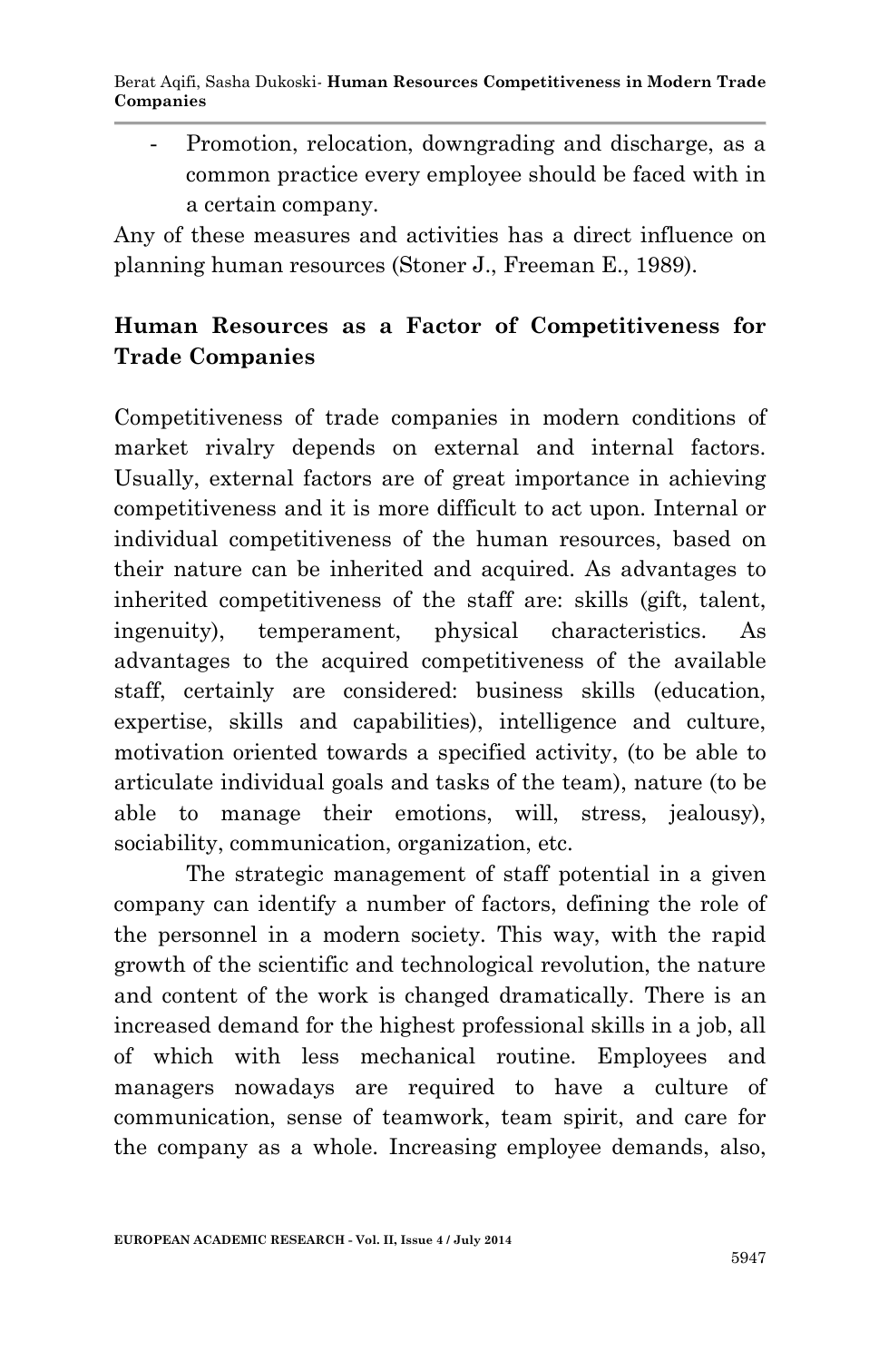- Promotion, relocation, downgrading and discharge, as a common practice every employee should be faced with in a certain company.

Any of these measures and activities has a direct influence on planning human resources (Stoner J., Freeman E., 1989).

## Human Resources as a Factor of Competitiveness for Trade Companies

Competitiveness of trade companies in modern conditions of market rivalry depends on external and internal factors. Usually, external factors are of great importance in achieving competitiveness and it is more difficult to act upon. Internal or individual competitiveness of the human resources, based on their nature can be inherited and acquired. As advantages to inherited competitiveness of the staff are: skills (gift, talent, ingenuity), temperament, physical characteristics. As advantages to the acquired competitiveness of the available staff, certainly are considered: business skills (education, expertise, skills and capabilities), intelligence and culture, motivation oriented towards a specified activity, (to be able to articulate individual goals and tasks of the team), nature (to be able to manage their emotions, will, stress, jealousy), sociability, communication, organization, etc.

The strategic management of staff potential in a given company can identify a number of factors, defining the role of the personnel in a modern society. This way, with the rapid growth of the scientific and technological revolution, the nature and content of the work is changed dramatically. There is an increased demand for the highest professional skills in a job, all of which with less mechanical routine. Employees and managers nowadays are required to have a culture of communication, sense of teamwork, team spirit, and care for the company as a whole. Increasing employee demands, also,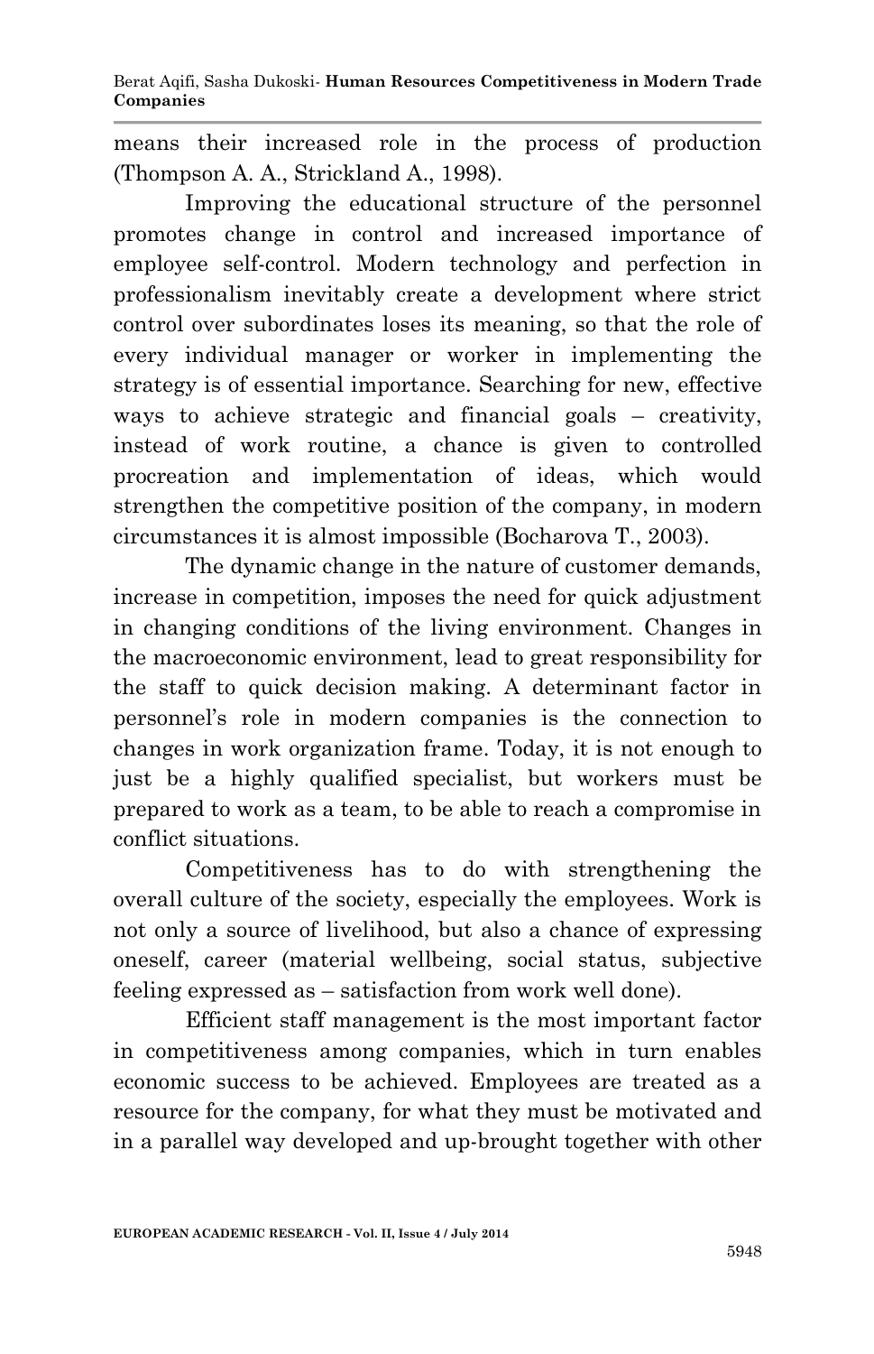means their increased role in the process of production (Thompson A. A., Strickland A., 1998).

Improving the educational structure of the personnel promotes change in control and increased importance of employee self-control. Modern technology and perfection in professionalism inevitably create a development where strict control over subordinates loses its meaning, so that the role of every individual manager or worker in implementing the strategy is of essential importance. Searching for new, effective ways to achieve strategic and financial goals – creativity, instead of work routine, a chance is given to controlled procreation and implementation of ideas, which would strengthen the competitive position of the company, in modern circumstances it is almost impossible (Bocharova T., 2003).

The dynamic change in the nature of customer demands, increase in competition, imposes the need for quick adjustment in changing conditions of the living environment. Changes in the macroeconomic environment, lead to great responsibility for the staff to quick decision making. A determinant factor in personnel's role in modern companies is the connection to changes in work organization frame. Today, it is not enough to just be a highly qualified specialist, but workers must be prepared to work as a team, to be able to reach a compromise in conflict situations.

Competitiveness has to do with strengthening the overall culture of the society, especially the employees. Work is not only a source of livelihood, but also a chance of expressing oneself, career (material wellbeing, social status, subjective feeling expressed as – satisfaction from work well done).

Efficient staff management is the most important factor in competitiveness among companies, which in turn enables economic success to be achieved. Employees are treated as a resource for the company, for what they must be motivated and in a parallel way developed and up-brought together with other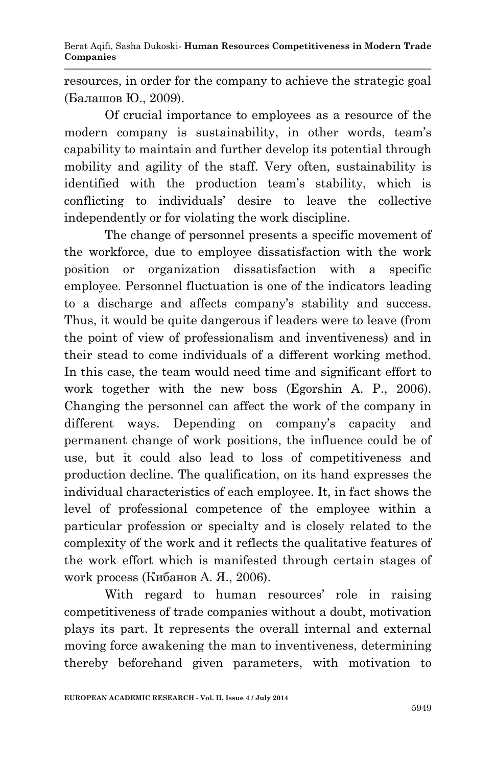resources, in order for the company to achieve the strategic goal (Балашов Ю., 2009).

Of crucial importance to employees as a resource of the modern company is sustainability, in other words, team's capability to maintain and further develop its potential through mobility and agility of the staff. Very often, sustainability is identified with the production team's stability, which is conflicting to individuals' desire to leave the collective independently or for violating the work discipline.

The change of personnel presents a specific movement of the workforce, due to employee dissatisfaction with the work position or organization dissatisfaction with a specific employee. Personnel fluctuation is one of the indicators leading to a discharge and affects company's stability and success. Thus, it would be quite dangerous if leaders were to leave (from the point of view of professionalism and inventiveness) and in their stead to come individuals of a different working method. In this case, the team would need time and significant effort to work together with the new boss (Egorshin A. P., 2006). Changing the personnel can affect the work of the company in different ways. Depending on company's capacity and permanent change of work positions, the influence could be of use, but it could also lead to loss of competitiveness and production decline. The qualification, on its hand expresses the individual characteristics of each employee. It, in fact shows the level of professional competence of the employee within a particular profession or specialty and is closely related to the complexity of the work and it reflects the qualitative features of the work effort which is manifested through certain stages of work process (Кибанов А. Я., 2006).

With regard to human resources' role in raising competitiveness of trade companies without a doubt, motivation plays its part. It represents the overall internal and external moving force awakening the man to inventiveness, determining thereby beforehand given parameters, with motivation to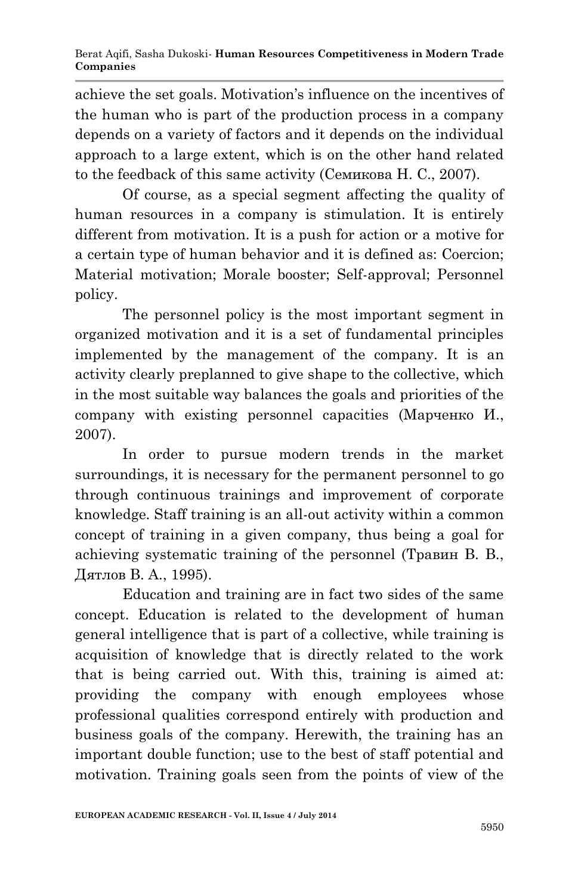achieve the set goals. Motivation's influence on the incentives of the human who is part of the production process in a company depends on a variety of factors and it depends on the individual approach to a large extent, which is on the other hand related to the feedback of this same activity (Семикова Н. С., 2007).

Of course, as a special segment affecting the quality of human resources in a company is stimulation. It is entirely different from motivation. It is a push for action or a motive for a certain type of human behavior and it is defined as: Coercion; Material motivation; Morale booster; Self-approval; Personnel policy.

The personnel policy is the most important segment in organized motivation and it is a set of fundamental principles implemented by the management of the company. It is an activity clearly preplanned to give shape to the collective, which in the most suitable way balances the goals and priorities of the company with existing personnel capacities (Марченко И., 2007).

In order to pursue modern trends in the market surroundings, it is necessary for the permanent personnel to go through continuous trainings and improvement of corporate knowledge. Staff training is an all-out activity within a common concept of training in a given company, thus being a goal for achieving systematic training of the personnel (Травин В. В., Дятлов В. А., 1995).

Education and training are in fact two sides of the same concept. Education is related to the development of human general intelligence that is part of a collective, while training is acquisition of knowledge that is directly related to the work that is being carried out. With this, training is aimed at: providing the company with enough employees whose professional qualities correspond entirely with production and business goals of the company. Herewith, the training has an important double function; use to the best of staff potential and motivation. Training goals seen from the points of view of the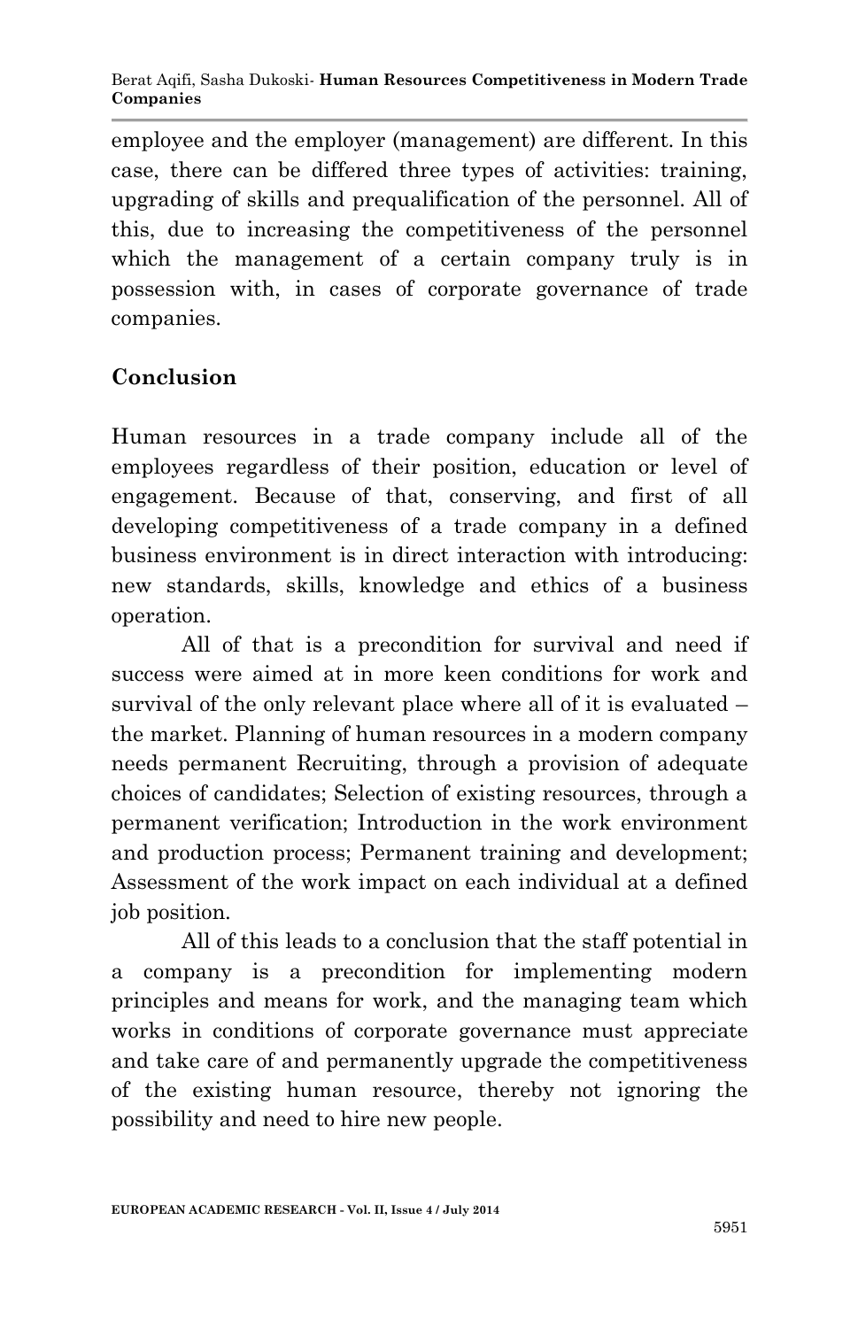employee and the employer (management) are different. In this case, there can be differed three types of activities: training, upgrading of skills and prequalification of the personnel. All of this, due to increasing the competitiveness of the personnel which the management of a certain company truly is in possession with, in cases of corporate governance of trade companies.

## Conclusion

Human resources in a trade company include all of the employees regardless of their position, education or level of engagement. Because of that, conserving, and first of all developing competitiveness of a trade company in a defined business environment is in direct interaction with introducing: new standards, skills, knowledge and ethics of a business operation.

All of that is a precondition for survival and need if success were aimed at in more keen conditions for work and survival of the only relevant place where all of it is evaluated – the market. Planning of human resources in a modern company needs permanent Recruiting, through a provision of adequate choices of candidates; Selection of existing resources, through a permanent verification; Introduction in the work environment and production process; Permanent training and development; Assessment of the work impact on each individual at a defined job position.

All of this leads to a conclusion that the staff potential in a company is a precondition for implementing modern principles and means for work, and the managing team which works in conditions of corporate governance must appreciate and take care of and permanently upgrade the competitiveness of the existing human resource, thereby not ignoring the possibility and need to hire new people.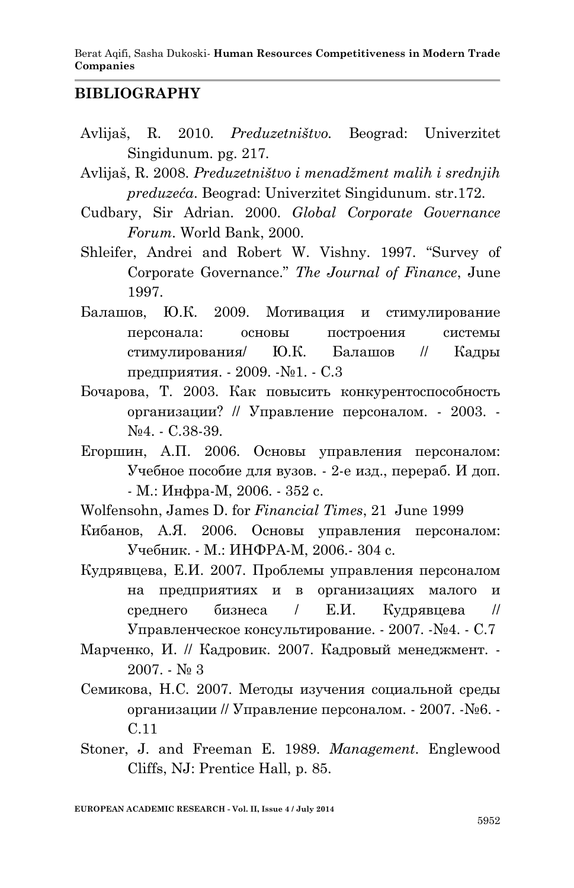## BIBLIOGRAPHY

Avlijaš, R. 2010. *Preduzetništvo.* Beograd: Univerzitet Singidunum. pg. 217.

Avlijaš, R. 2008. *Preduzetništvo i menadžment malih i srednjih preduzeća*. Beograd: Univerzitet Singidunum. str.172.

Cudbary, Sir Adrian. 2000. *Global Corporate Governance Forum*. World Bank, 2000.

Shleifer, Andrei and Robert W. Vishny. 1997. "Survey of Corporate Governance." *The Journal of Finance*, June 1997.

Балашов, Ю.К. 2009. Мотивация и стимулирование персонала: основы построения системы стимулирования/ Ю.К. Балашов // Кадры предприятия. - 2009. -№1. - С.3

Бочарова, Т. 2003. Как повысить конкурентоспособность организации? // Управление персоналом. - 2003. - №4. - С.38-39.

Егоршин, А.П. 2006. Основы управления персоналом: Учебное пособие для вузов. - 2-е изд., перераб. И доп. - М.: Инфра-М, 2006. - 352 с.

Wolfensohn, James D. for *Financial Times*, 21 June 1999

Кибанов, А.Я. 2006. Основы управления персоналом: Учебник. - М.: ИНФРА-М, 2006.- 304 с.

Кудрявцева, Е.И. 2007. Проблемы управления персоналом на предприятиях и в организациях малого и среднего бизнеса / Е.И. Кудрявцева // Управленческое консультирование. - 2007. -№4. - С.7

Марченко, И. // Кадровик. 2007. Кадровый менеджмент. - 2007. - № 3

Семикова, Н.С. 2007. Методы изучения социальной среды организации // Управление персоналом. - 2007. -№6. - С.11

Stoner, J. and Freeman E. 1989. *Management*. Englewood Cliffs, NJ: Prentice Hall, p. 85.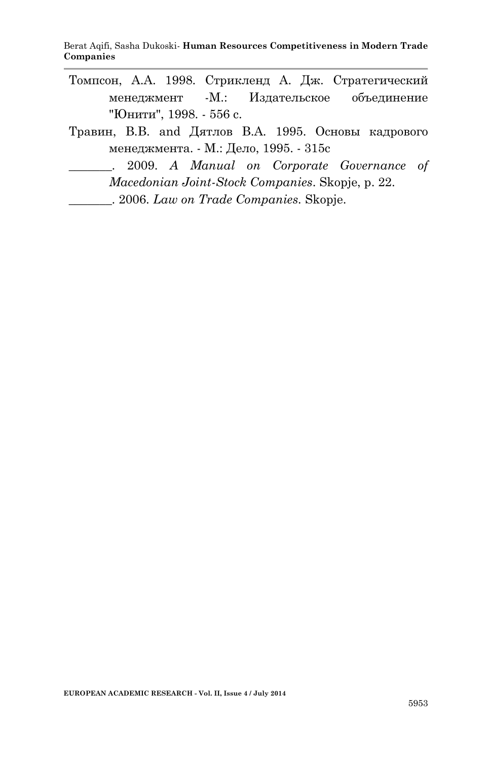Томпсон, А.А. 1998. Стрикленд А. Дж. Стратегический менеджмент -М.: Издательское объединение "Юнити", 1998. - 556 с.

Травин, В.В. and Дятлов В.А. 1995. Основы кадрового менеджмента. - М.: Дело, 1995. - 315с

_______. 2009. *A Manual on Corporate Governance of Macedonian Joint-Stock Companies*. Skopje, p. 22.

_______. 2006. *Law on Trade Companies*. Skopje.